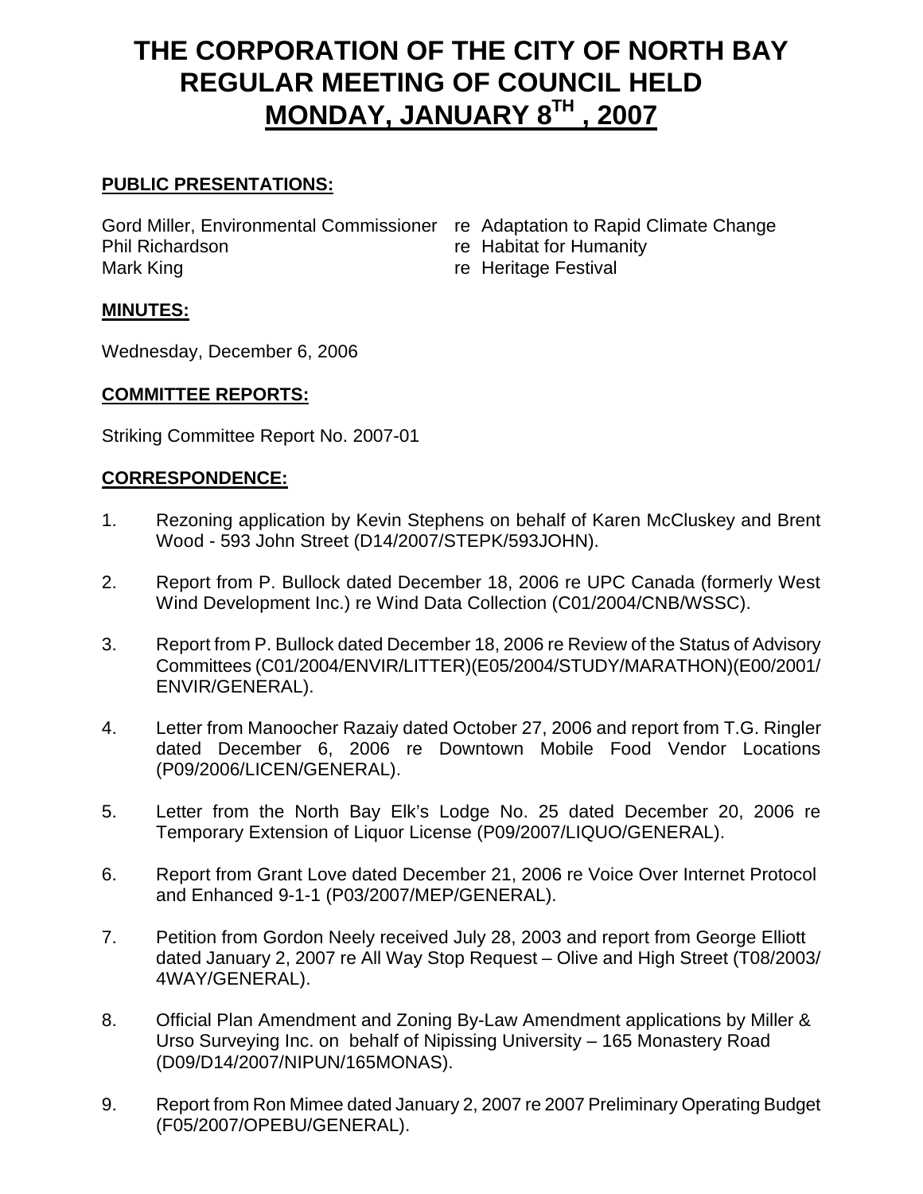# THE CORPORATION OF THE CITY OF NORTH BAY REGULAR MEETING OF COUNCIL HELD MONDAY, JANUARY 8TH , 2007

## PUBLIC PRESENTATIONS:

Gord Miller, Environmental Commissioner re Adaptation to Rapid Climate Change
Phil Richardson re Habitat for Humanity
Mark King re Heritage Festival

## MINUTES:

Wednesday, December 6, 2006

## COMMITTEE REPORTS:

Striking Committee Report No. 2007-01

## CORRESPONDENCE:

1. Rezoning application by Kevin Stephens on behalf of Karen McCluskey and Brent Wood - 593 John Street (D14/2007/STEPK/593JOHN).

2. Report from P. Bullock dated December 18, 2006 re UPC Canada (formerly West Wind Development Inc.) re Wind Data Collection (C01/2004/CNB/WSSC).

3. Report from P. Bullock dated December 18, 2006 re Review of the Status of Advisory Committees (C01/2004/ENVIR/LITTER)(E05/2004/STUDY/MARATHON)(E00/2001/ENVIR/GENERAL).

4. Letter from Manoocher Razaiy dated October 27, 2006 and report from T.G. Ringler dated December 6, 2006 re Downtown Mobile Food Vendor Locations (P09/2006/LICEN/GENERAL).

5. Letter from the North Bay Elk's Lodge No. 25 dated December 20, 2006 re Temporary Extension of Liquor License (P09/2007/LIQUO/GENERAL).

6. Report from Grant Love dated December 21, 2006 re Voice Over Internet Protocol and Enhanced 9-1-1 (P03/2007/MEP/GENERAL).

7. Petition from Gordon Neely received July 28, 2003 and report from George Elliott dated January 2, 2007 re All Way Stop Request – Olive and High Street (T08/2003/4WAY/GENERAL).

8. Official Plan Amendment and Zoning By-Law Amendment applications by Miller & Urso Surveying Inc. on behalf of Nipissing University – 165 Monastery Road (D09/D14/2007/NIPUN/165MONAS).

9. Report from Ron Mimee dated January 2, 2007 re 2007 Preliminary Operating Budget (F05/2007/OPEBU/GENERAL).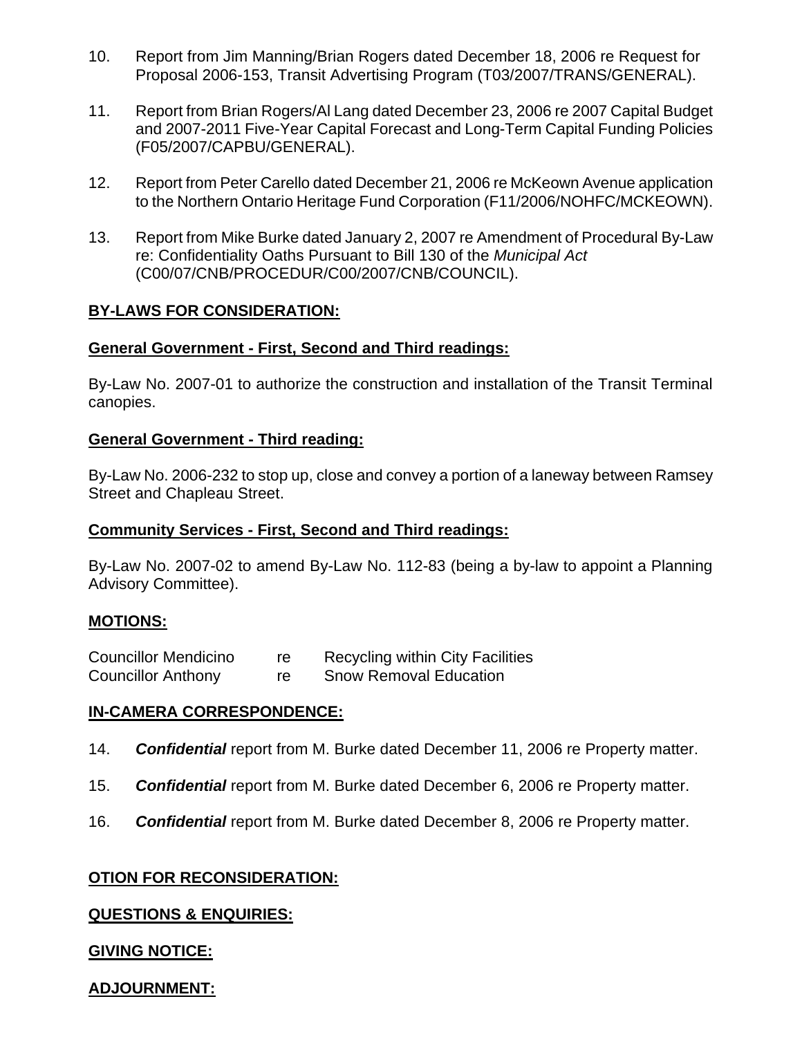10. Report from Jim Manning/Brian Rogers dated December 18, 2006 re Request for Proposal 2006-153, Transit Advertising Program (T03/2007/TRANS/GENERAL).

11. Report from Brian Rogers/Al Lang dated December 23, 2006 re 2007 Capital Budget and 2007-2011 Five-Year Capital Forecast and Long-Term Capital Funding Policies (F05/2007/CAPBU/GENERAL).

12. Report from Peter Carello dated December 21, 2006 re McKeown Avenue application to the Northern Ontario Heritage Fund Corporation (F11/2006/NOHFC/MCKEOWN).

13. Report from Mike Burke dated January 2, 2007 re Amendment of Procedural By-Law re: Confidentiality Oaths Pursuant to Bill 130 of the *Municipal Act* (C00/07/CNB/PROCEDUR/C00/2007/CNB/COUNCIL).

**BY-LAWS FOR CONSIDERATION:**

**General Government - First, Second and Third readings:**

By-Law No. 2007-01 to authorize the construction and installation of the Transit Terminal canopies.

**General Government - Third reading:**

By-Law No. 2006-232 to stop up, close and convey a portion of a laneway between Ramsey Street and Chapleau Street.

**Community Services - First, Second and Third readings:**

By-Law No. 2007-02 to amend By-Law No. 112-83 (being a by-law to appoint a Planning Advisory Committee).

**MOTIONS:**

| | | |
|---|---|---|
| Councillor Mendicino | re | Recycling within City Facilities |
| Councillor Anthony | re | Snow Removal Education |

**IN-CAMERA CORRESPONDENCE:**

14. ***Confidential*** report from M. Burke dated December 11, 2006 re Property matter.

15. ***Confidential*** report from M. Burke dated December 6, 2006 re Property matter.

16. ***Confidential*** report from M. Burke dated December 8, 2006 re Property matter.

**OTION FOR RECONSIDERATION:**

**QUESTIONS & ENQUIRIES:**

**GIVING NOTICE:**

**ADJOURNMENT:**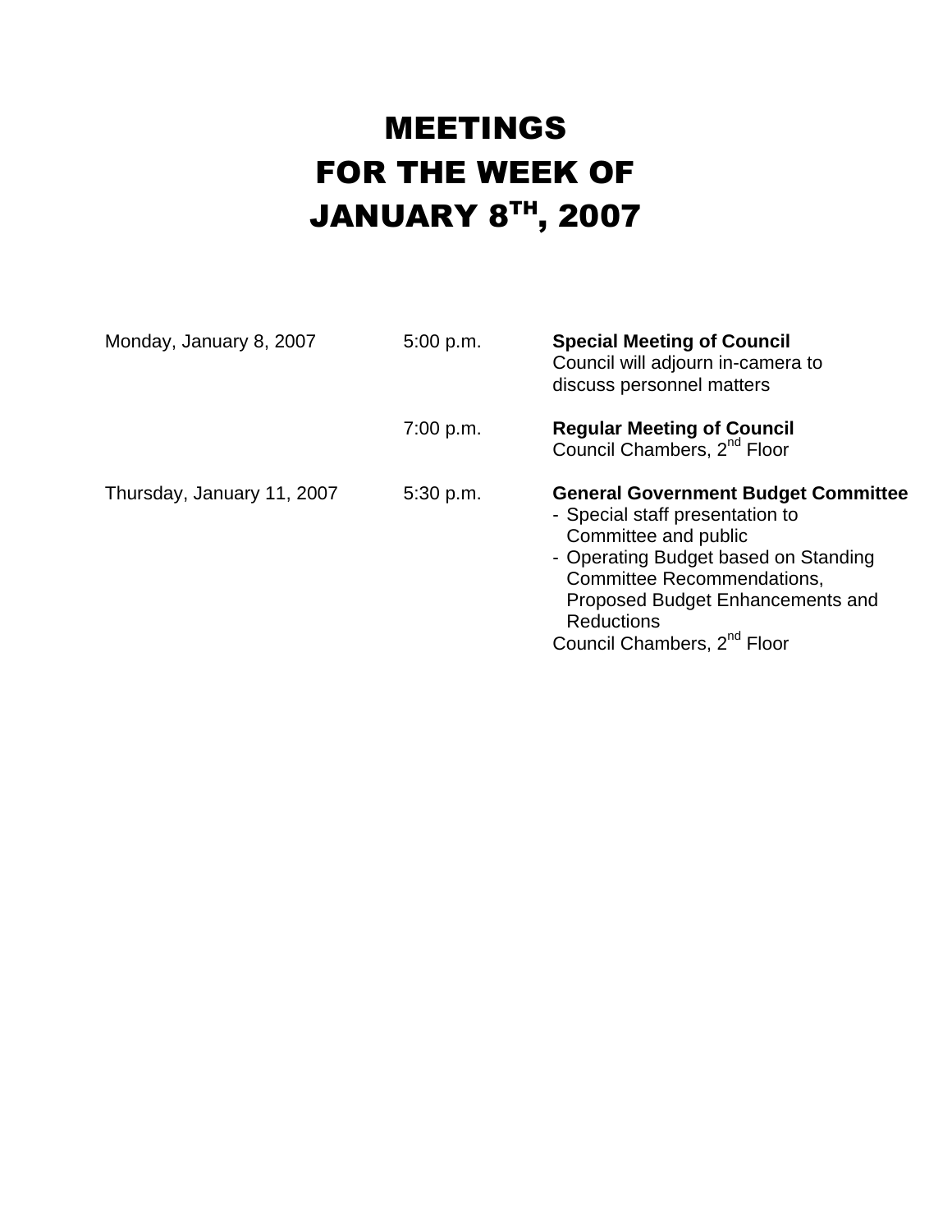# MEETINGS FOR THE WEEK OF JANUARY 8$^{TH}$, 2007

| | | |
|---|---|---|
| Monday, January 8, 2007 | 5:00 p.m. | **Special Meeting of Council**<br>Council will adjourn in-camera to discuss personnel matters |
| | 7:00 p.m. | **Regular Meeting of Council**<br>Council Chambers, 2$^{nd}$ Floor |
| Thursday, January 11, 2007 | 5:30 p.m. | **General Government Budget Committee**<br>- Special staff presentation to Committee and public<br>- Operating Budget based on Standing Committee Recommendations, Proposed Budget Enhancements and Reductions<br>Council Chambers, 2$^{nd}$ Floor |